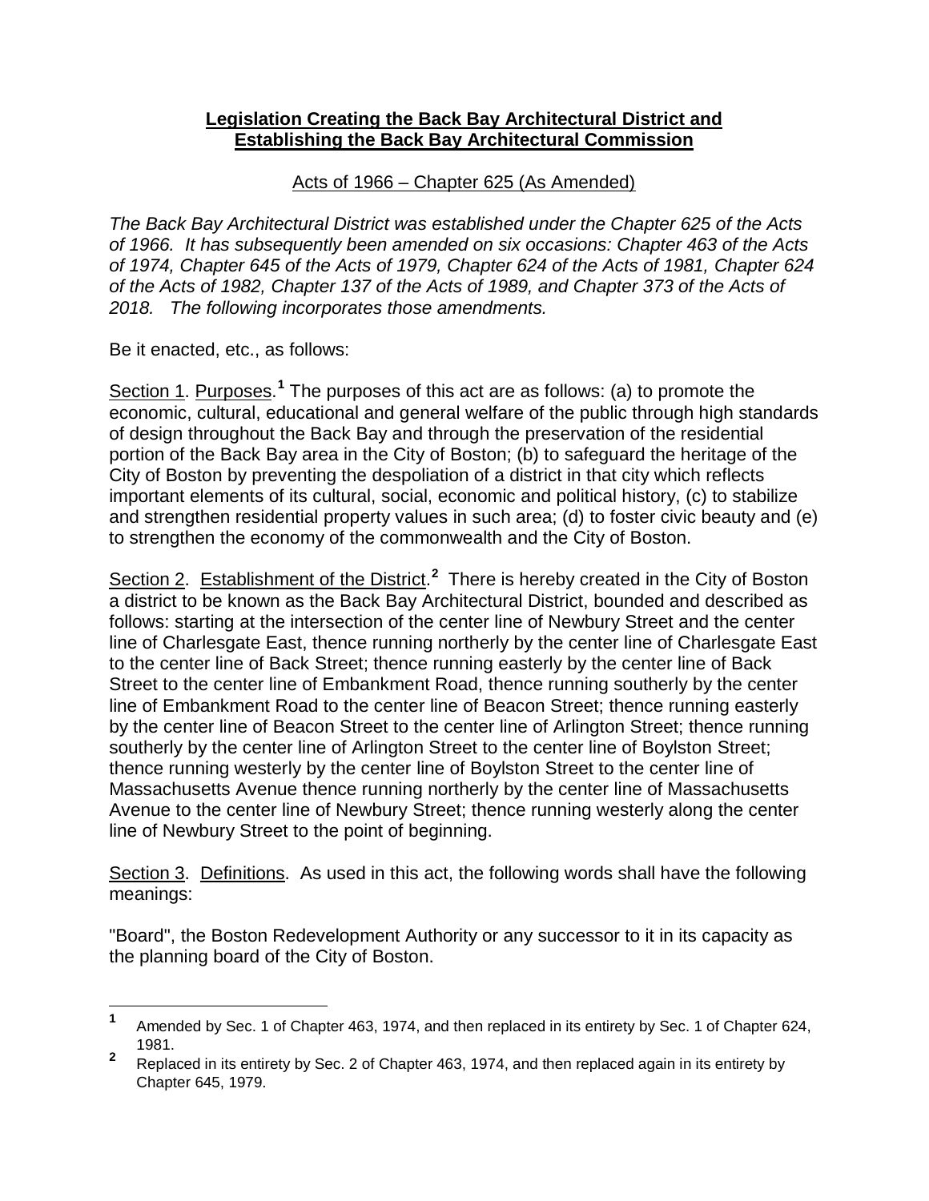# Legislation Creating the Back Bay Architectural District and Establishing the Back Bay Architectural Commission

Acts of 1966 – Chapter 625 (As Amended)

*The Back Bay Architectural District was established under the Chapter 625 of the Acts of 1966. It has subsequently been amended on six occasions: Chapter 463 of the Acts of 1974, Chapter 645 of the Acts of 1979, Chapter 624 of the Acts of 1981, Chapter 624 of the Acts of 1982, Chapter 137 of the Acts of 1989, and Chapter 373 of the Acts of 2018. The following incorporates those amendments.*

Be it enacted, etc., as follows:

Section 1. Purposes.[1] The purposes of this act are as follows: (a) to promote the economic, cultural, educational and general welfare of the public through high standards of design throughout the Back Bay and through the preservation of the residential portion of the Back Bay area in the City of Boston; (b) to safeguard the heritage of the City of Boston by preventing the despoliation of a district in that city which reflects important elements of its cultural, social, economic and political history, (c) to stabilize and strengthen residential property values in such area; (d) to foster civic beauty and (e) to strengthen the economy of the commonwealth and the City of Boston.

Section 2. Establishment of the District.[2] There is hereby created in the City of Boston a district to be known as the Back Bay Architectural District, bounded and described as follows: starting at the intersection of the center line of Newbury Street and the center line of Charlesgate East, thence running northerly by the center line of Charlesgate East to the center line of Back Street; thence running easterly by the center line of Back Street to the center line of Embankment Road, thence running southerly by the center line of Embankment Road to the center line of Beacon Street; thence running easterly by the center line of Beacon Street to the center line of Arlington Street; thence running southerly by the center line of Arlington Street to the center line of Boylston Street; thence running westerly by the center line of Boylston Street to the center line of Massachusetts Avenue thence running northerly by the center line of Massachusetts Avenue to the center line of Newbury Street; thence running westerly along the center line of Newbury Street to the point of beginning.

Section 3. Definitions. As used in this act, the following words shall have the following meanings:

"Board", the Boston Redevelopment Authority or any successor to it in its capacity as the planning board of the City of Boston.

---

[1] Amended by Sec. 1 of Chapter 463, 1974, and then replaced in its entirety by Sec. 1 of Chapter 624, 1981.

[2] Replaced in its entirety by Sec. 2 of Chapter 463, 1974, and then replaced again in its entirety by Chapter 645, 1979.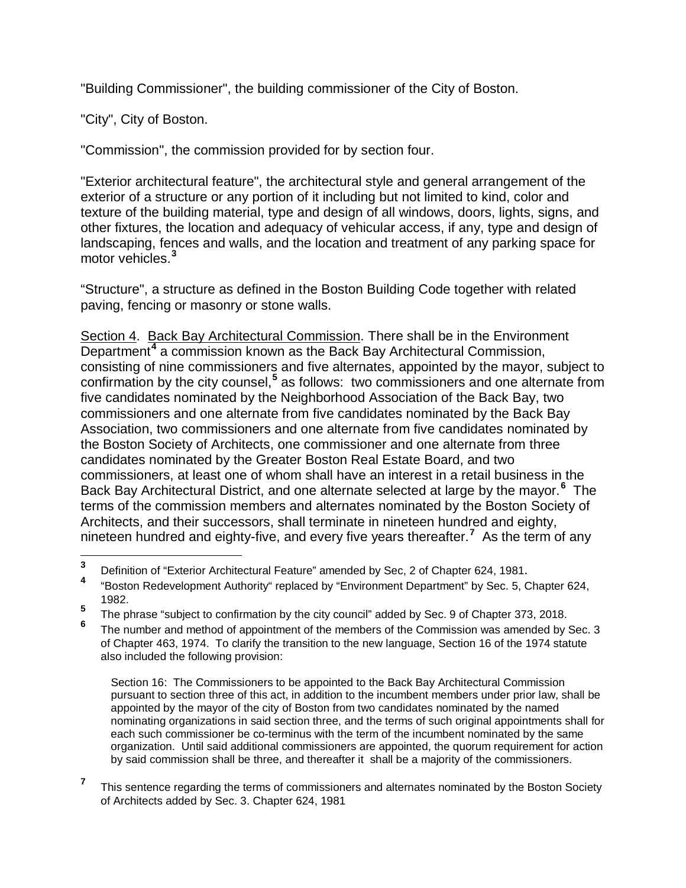"Building Commissioner", the building commissioner of the City of Boston.

"City", City of Boston.

"Commission", the commission provided for by section four.

"Exterior architectural feature", the architectural style and general arrangement of the exterior of a structure or any portion of it including but not limited to kind, color and texture of the building material, type and design of all windows, doors, lights, signs, and other fixtures, the location and adequacy of vehicular access, if any, type and design of landscaping, fences and walls, and the location and treatment of any parking space for motor vehicles.[3]

"Structure", a structure as defined in the Boston Building Code together with related paving, fencing or masonry or stone walls.

Section 4. Back Bay Architectural Commission. There shall be in the Environment Department[4] a commission known as the Back Bay Architectural Commission, consisting of nine commissioners and five alternates, appointed by the mayor, subject to confirmation by the city counsel,[5] as follows: two commissioners and one alternate from five candidates nominated by the Neighborhood Association of the Back Bay, two commissioners and one alternate from five candidates nominated by the Back Bay Association, two commissioners and one alternate from five candidates nominated by the Boston Society of Architects, one commissioner and one alternate from three candidates nominated by the Greater Boston Real Estate Board, and two commissioners, at least one of whom shall have an interest in a retail business in the Back Bay Architectural District, and one alternate selected at large by the mayor.[6] The terms of the commission members and alternates nominated by the Boston Society of Architects, and their successors, shall terminate in nineteen hundred and eighty, nineteen hundred and eighty-five, and every five years thereafter.[7] As the term of any

---

[3] Definition of "Exterior Architectural Feature" amended by Sec, 2 of Chapter 624, 1981.

[4] "Boston Redevelopment Authority" replaced by "Environment Department" by Sec. 5, Chapter 624, 1982.

[5] The phrase "subject to confirmation by the city council" added by Sec. 9 of Chapter 373, 2018.

[6] The number and method of appointment of the members of the Commission was amended by Sec. 3 of Chapter 463, 1974. To clarify the transition to the new language, Section 16 of the 1974 statute also included the following provision:

> Section 16: The Commissioners to be appointed to the Back Bay Architectural Commission pursuant to section three of this act, in addition to the incumbent members under prior law, shall be appointed by the mayor of the city of Boston from two candidates nominated by the named nominating organizations in said section three, and the terms of such original appointments shall for each such commissioner be co-terminus with the term of the incumbent nominated by the same organization. Until said additional commissioners are appointed, the quorum requirement for action by said commission shall be three, and thereafter it shall be a majority of the commissioners.

[7] This sentence regarding the terms of commissioners and alternates nominated by the Boston Society of Architects added by Sec. 3. Chapter 624, 1981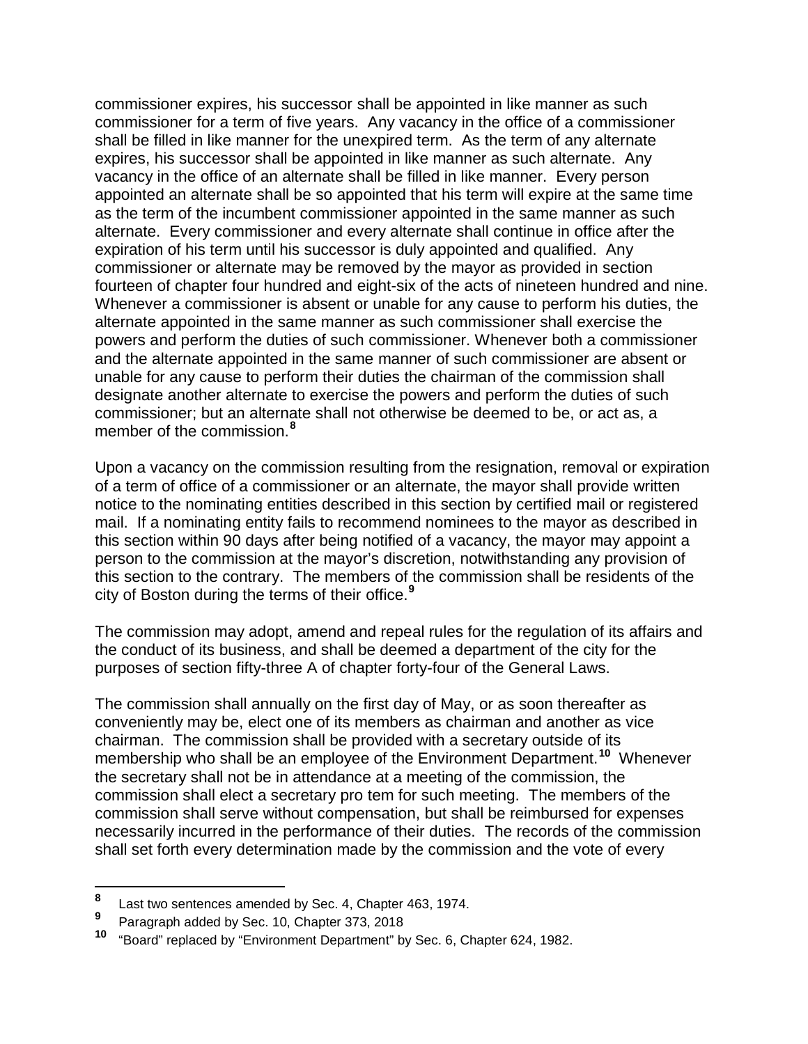commissioner expires, his successor shall be appointed in like manner as such commissioner for a term of five years. Any vacancy in the office of a commissioner shall be filled in like manner for the unexpired term. As the term of any alternate expires, his successor shall be appointed in like manner as such alternate. Any vacancy in the office of an alternate shall be filled in like manner. Every person appointed an alternate shall be so appointed that his term will expire at the same time as the term of the incumbent commissioner appointed in the same manner as such alternate. Every commissioner and every alternate shall continue in office after the expiration of his term until his successor is duly appointed and qualified. Any commissioner or alternate may be removed by the mayor as provided in section fourteen of chapter four hundred and eight-six of the acts of nineteen hundred and nine. Whenever a commissioner is absent or unable for any cause to perform his duties, the alternate appointed in the same manner as such commissioner shall exercise the powers and perform the duties of such commissioner. Whenever both a commissioner and the alternate appointed in the same manner of such commissioner are absent or unable for any cause to perform their duties the chairman of the commission shall designate another alternate to exercise the powers and perform the duties of such commissioner; but an alternate shall not otherwise be deemed to be, or act as, a member of the commission.[8]

Upon a vacancy on the commission resulting from the resignation, removal or expiration of a term of office of a commissioner or an alternate, the mayor shall provide written notice to the nominating entities described in this section by certified mail or registered mail. If a nominating entity fails to recommend nominees to the mayor as described in this section within 90 days after being notified of a vacancy, the mayor may appoint a person to the commission at the mayor's discretion, notwithstanding any provision of this section to the contrary. The members of the commission shall be residents of the city of Boston during the terms of their office.[9]

The commission may adopt, amend and repeal rules for the regulation of its affairs and the conduct of its business, and shall be deemed a department of the city for the purposes of section fifty-three A of chapter forty-four of the General Laws.

The commission shall annually on the first day of May, or as soon thereafter as conveniently may be, elect one of its members as chairman and another as vice chairman. The commission shall be provided with a secretary outside of its membership who shall be an employee of the Environment Department.[10] Whenever the secretary shall not be in attendance at a meeting of the commission, the commission shall elect a secretary pro tem for such meeting. The members of the commission shall serve without compensation, but shall be reimbursed for expenses necessarily incurred in the performance of their duties. The records of the commission shall set forth every determination made by the commission and the vote of every

---

[8] Last two sentences amended by Sec. 4, Chapter 463, 1974.

[9] Paragraph added by Sec. 10, Chapter 373, 2018

[10] "Board" replaced by "Environment Department" by Sec. 6, Chapter 624, 1982.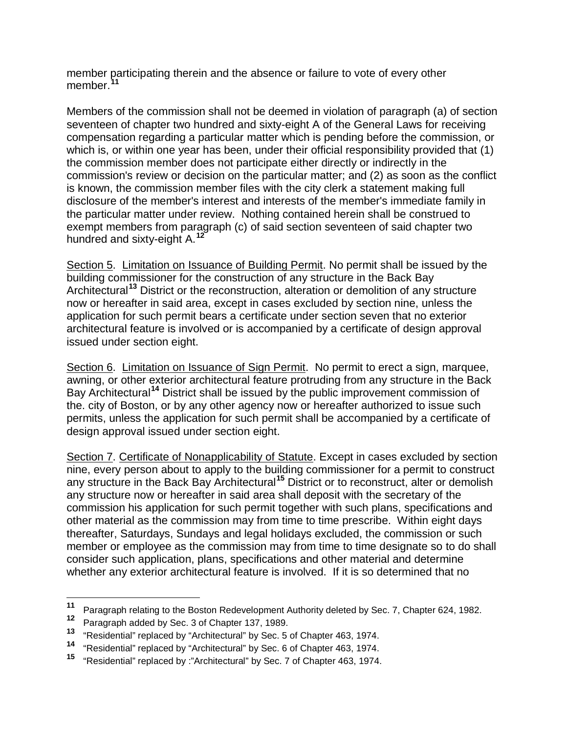member participating therein and the absence or failure to vote of every other member.[11]

Members of the commission shall not be deemed in violation of paragraph (a) of section seventeen of chapter two hundred and sixty-eight A of the General Laws for receiving compensation regarding a particular matter which is pending before the commission, or which is, or within one year has been, under their official responsibility provided that (1) the commission member does not participate either directly or indirectly in the commission's review or decision on the particular matter; and (2) as soon as the conflict is known, the commission member files with the city clerk a statement making full disclosure of the member's interest and interests of the member's immediate family in the particular matter under review. Nothing contained herein shall be construed to exempt members from paragraph (c) of said section seventeen of said chapter two hundred and sixty-eight A.[12]

<u>Section 5</u>. <u>Limitation on Issuance of Building Permit</u>. No permit shall be issued by the building commissioner for the construction of any structure in the Back Bay Architectural[13] District or the reconstruction, alteration or demolition of any structure now or hereafter in said area, except in cases excluded by section nine, unless the application for such permit bears a certificate under section seven that no exterior architectural feature is involved or is accompanied by a certificate of design approval issued under section eight.

<u>Section 6</u>. <u>Limitation on Issuance of Sign Permit</u>. No permit to erect a sign, marquee, awning, or other exterior architectural feature protruding from any structure in the Back Bay Architectural[14] District shall be issued by the public improvement commission of the. city of Boston, or by any other agency now or hereafter authorized to issue such permits, unless the application for such permit shall be accompanied by a certificate of design approval issued under section eight.

<u>Section 7</u>. <u>Certificate of Nonapplicability of Statute</u>. Except in cases excluded by section nine, every person about to apply to the building commissioner for a permit to construct any structure in the Back Bay Architectural[15] District or to reconstruct, alter or demolish any structure now or hereafter in said area shall deposit with the secretary of the commission his application for such permit together with such plans, specifications and other material as the commission may from time to time prescribe. Within eight days thereafter, Saturdays, Sundays and legal holidays excluded, the commission or such member or employee as the commission may from time to time designate so to do shall consider such application, plans, specifications and other material and determine whether any exterior architectural feature is involved. If it is so determined that no

---

[11] Paragraph relating to the Boston Redevelopment Authority deleted by Sec. 7, Chapter 624, 1982.

[12] Paragraph added by Sec. 3 of Chapter 137, 1989.

[13] "Residential" replaced by "Architectural" by Sec. 5 of Chapter 463, 1974.

[14] "Residential" replaced by "Architectural" by Sec. 6 of Chapter 463, 1974.

[15] "Residential" replaced by :"Architectural" by Sec. 7 of Chapter 463, 1974.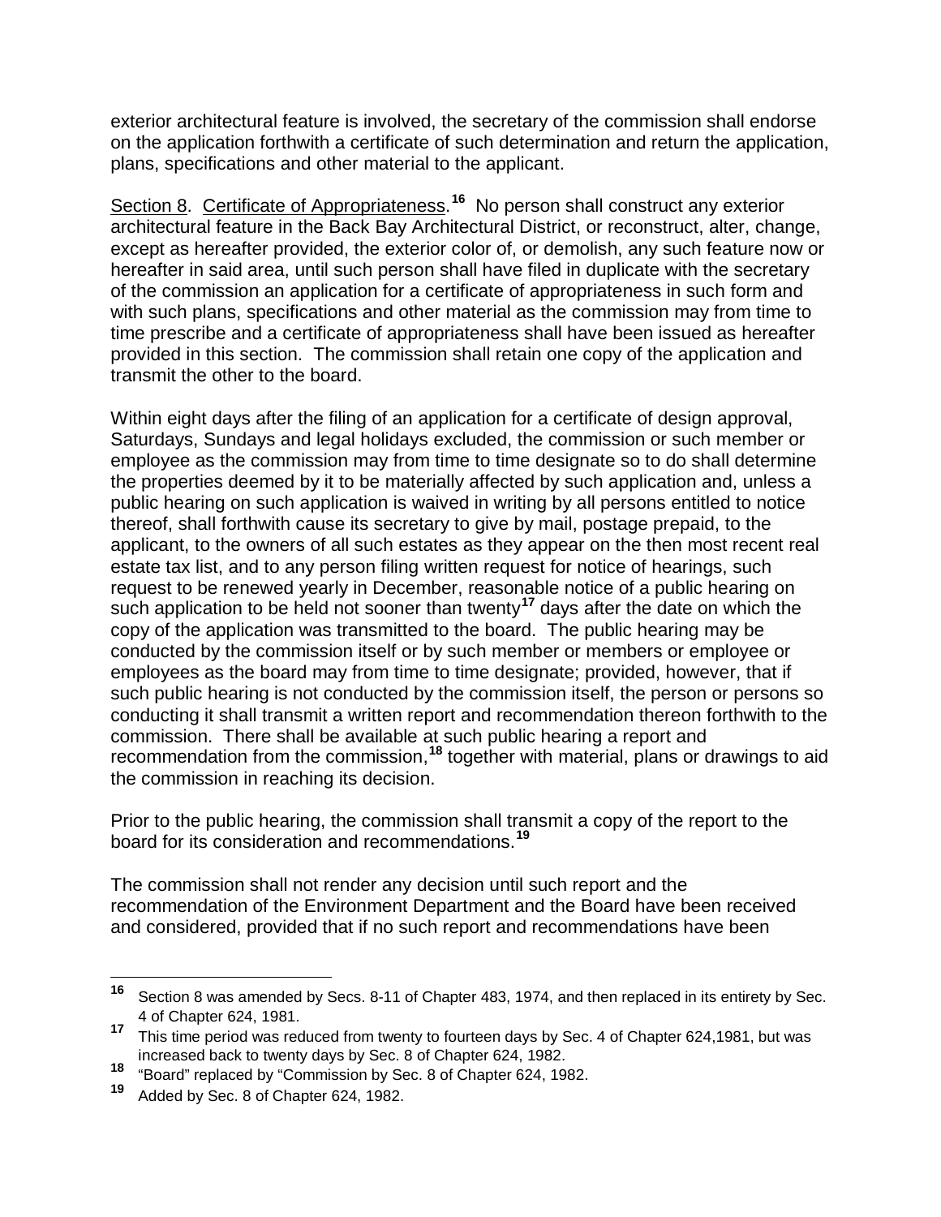exterior architectural feature is involved, the secretary of the commission shall endorse on the application forthwith a certificate of such determination and return the application, plans, specifications and other material to the applicant.

Section 8. Certificate of Appropriateness.[16] No person shall construct any exterior architectural feature in the Back Bay Architectural District, or reconstruct, alter, change, except as hereafter provided, the exterior color of, or demolish, any such feature now or hereafter in said area, until such person shall have filed in duplicate with the secretary of the commission an application for a certificate of appropriateness in such form and with such plans, specifications and other material as the commission may from time to time prescribe and a certificate of appropriateness shall have been issued as hereafter provided in this section. The commission shall retain one copy of the application and transmit the other to the board.

Within eight days after the filing of an application for a certificate of design approval, Saturdays, Sundays and legal holidays excluded, the commission or such member or employee as the commission may from time to time designate so to do shall determine the properties deemed by it to be materially affected by such application and, unless a public hearing on such application is waived in writing by all persons entitled to notice thereof, shall forthwith cause its secretary to give by mail, postage prepaid, to the applicant, to the owners of all such estates as they appear on the then most recent real estate tax list, and to any person filing written request for notice of hearings, such request to be renewed yearly in December, reasonable notice of a public hearing on such application to be held not sooner than twenty[17] days after the date on which the copy of the application was transmitted to the board. The public hearing may be conducted by the commission itself or by such member or members or employee or employees as the board may from time to time designate; provided, however, that if such public hearing is not conducted by the commission itself, the person or persons so conducting it shall transmit a written report and recommendation thereon forthwith to the commission. There shall be available at such public hearing a report and recommendation from the commission,[18] together with material, plans or drawings to aid the commission in reaching its decision.

Prior to the public hearing, the commission shall transmit a copy of the report to the board for its consideration and recommendations.[19]

The commission shall not render any decision until such report and the recommendation of the Environment Department and the Board have been received and considered, provided that if no such report and recommendations have been

---

[16] Section 8 was amended by Secs. 8-11 of Chapter 483, 1974, and then replaced in its entirety by Sec. 4 of Chapter 624, 1981.

[17] This time period was reduced from twenty to fourteen days by Sec. 4 of Chapter 624,1981, but was increased back to twenty days by Sec. 8 of Chapter 624, 1982.

[18] "Board" replaced by "Commission by Sec. 8 of Chapter 624, 1982.

[19] Added by Sec. 8 of Chapter 624, 1982.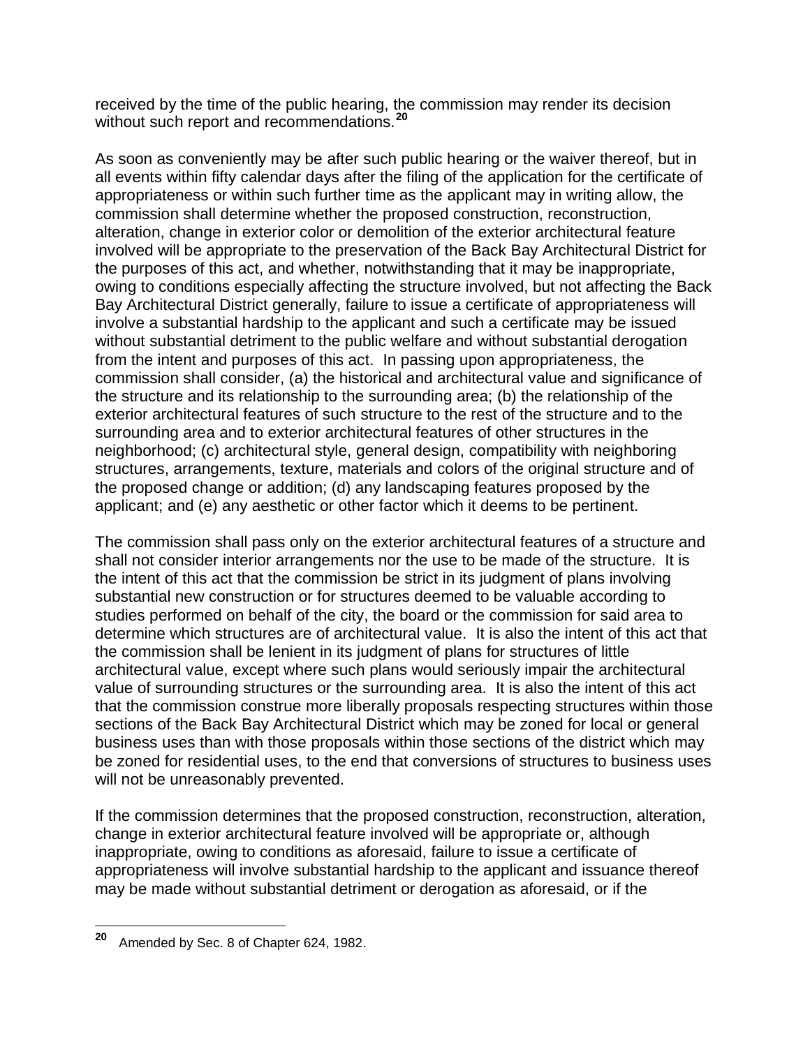received by the time of the public hearing, the commission may render its decision without such report and recommendations.[20]

As soon as conveniently may be after such public hearing or the waiver thereof, but in all events within fifty calendar days after the filing of the application for the certificate of appropriateness or within such further time as the applicant may in writing allow, the commission shall determine whether the proposed construction, reconstruction, alteration, change in exterior color or demolition of the exterior architectural feature involved will be appropriate to the preservation of the Back Bay Architectural District for the purposes of this act, and whether, notwithstanding that it may be inappropriate, owing to conditions especially affecting the structure involved, but not affecting the Back Bay Architectural District generally, failure to issue a certificate of appropriateness will involve a substantial hardship to the applicant and such a certificate may be issued without substantial detriment to the public welfare and without substantial derogation from the intent and purposes of this act. In passing upon appropriateness, the commission shall consider, (a) the historical and architectural value and significance of the structure and its relationship to the surrounding area; (b) the relationship of the exterior architectural features of such structure to the rest of the structure and to the surrounding area and to exterior architectural features of other structures in the neighborhood; (c) architectural style, general design, compatibility with neighboring structures, arrangements, texture, materials and colors of the original structure and of the proposed change or addition; (d) any landscaping features proposed by the applicant; and (e) any aesthetic or other factor which it deems to be pertinent.

The commission shall pass only on the exterior architectural features of a structure and shall not consider interior arrangements nor the use to be made of the structure. It is the intent of this act that the commission be strict in its judgment of plans involving substantial new construction or for structures deemed to be valuable according to studies performed on behalf of the city, the board or the commission for said area to determine which structures are of architectural value. It is also the intent of this act that the commission shall be lenient in its judgment of plans for structures of little architectural value, except where such plans would seriously impair the architectural value of surrounding structures or the surrounding area. It is also the intent of this act that the commission construe more liberally proposals respecting structures within those sections of the Back Bay Architectural District which may be zoned for local or general business uses than with those proposals within those sections of the district which may be zoned for residential uses, to the end that conversions of structures to business uses will not be unreasonably prevented.

If the commission determines that the proposed construction, reconstruction, alteration, change in exterior architectural feature involved will be appropriate or, although inappropriate, owing to conditions as aforesaid, failure to issue a certificate of appropriateness will involve substantial hardship to the applicant and issuance thereof may be made without substantial detriment or derogation as aforesaid, or if the

---

[20] Amended by Sec. 8 of Chapter 624, 1982.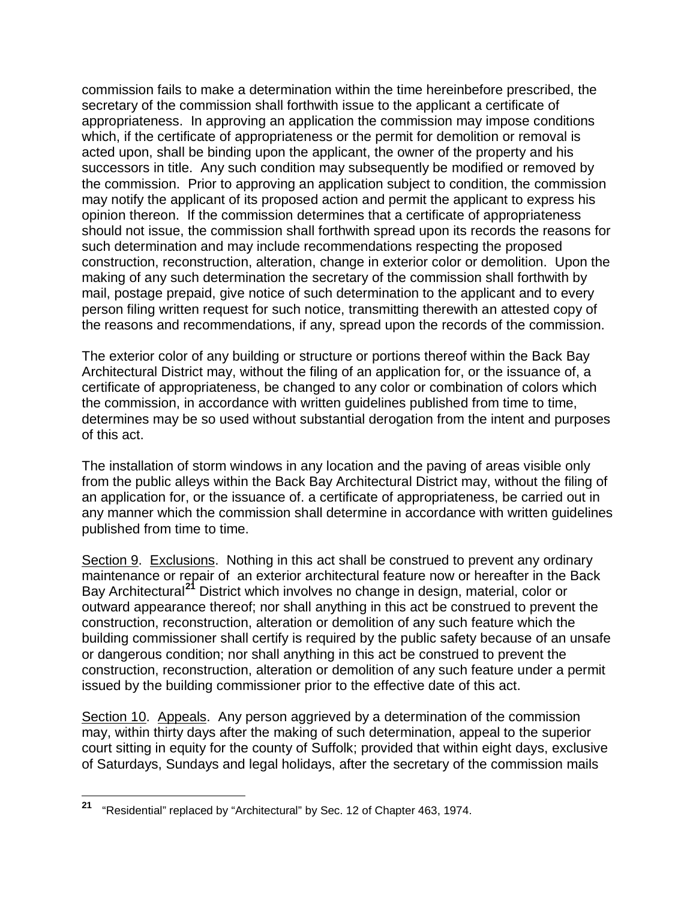commission fails to make a determination within the time hereinbefore prescribed, the secretary of the commission shall forthwith issue to the applicant a certificate of appropriateness. In approving an application the commission may impose conditions which, if the certificate of appropriateness or the permit for demolition or removal is acted upon, shall be binding upon the applicant, the owner of the property and his successors in title. Any such condition may subsequently be modified or removed by the commission. Prior to approving an application subject to condition, the commission may notify the applicant of its proposed action and permit the applicant to express his opinion thereon. If the commission determines that a certificate of appropriateness should not issue, the commission shall forthwith spread upon its records the reasons for such determination and may include recommendations respecting the proposed construction, reconstruction, alteration, change in exterior color or demolition. Upon the making of any such determination the secretary of the commission shall forthwith by mail, postage prepaid, give notice of such determination to the applicant and to every person filing written request for such notice, transmitting therewith an attested copy of the reasons and recommendations, if any, spread upon the records of the commission.

The exterior color of any building or structure or portions thereof within the Back Bay Architectural District may, without the filing of an application for, or the issuance of, a certificate of appropriateness, be changed to any color or combination of colors which the commission, in accordance with written guidelines published from time to time, determines may be so used without substantial derogation from the intent and purposes of this act.

The installation of storm windows in any location and the paving of areas visible only from the public alleys within the Back Bay Architectural District may, without the filing of an application for, or the issuance of. a certificate of appropriateness, be carried out in any manner which the commission shall determine in accordance with written guidelines published from time to time.

Section 9. Exclusions. Nothing in this act shall be construed to prevent any ordinary maintenance or repair of an exterior architectural feature now or hereafter in the Back Bay Architectural[21] District which involves no change in design, material, color or outward appearance thereof; nor shall anything in this act be construed to prevent the construction, reconstruction, alteration or demolition of any such feature which the building commissioner shall certify is required by the public safety because of an unsafe or dangerous condition; nor shall anything in this act be construed to prevent the construction, reconstruction, alteration or demolition of any such feature under a permit issued by the building commissioner prior to the effective date of this act.

Section 10. Appeals. Any person aggrieved by a determination of the commission may, within thirty days after the making of such determination, appeal to the superior court sitting in equity for the county of Suffolk; provided that within eight days, exclusive of Saturdays, Sundays and legal holidays, after the secretary of the commission mails

[21] "Residential" replaced by "Architectural" by Sec. 12 of Chapter 463, 1974.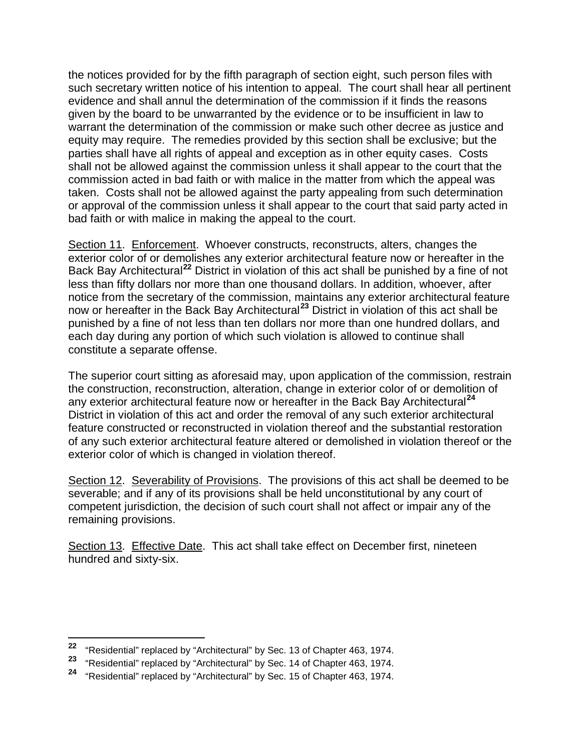the notices provided for by the fifth paragraph of section eight, such person files with such secretary written notice of his intention to appeal. The court shall hear all pertinent evidence and shall annul the determination of the commission if it finds the reasons given by the board to be unwarranted by the evidence or to be insufficient in law to warrant the determination of the commission or make such other decree as justice and equity may require. The remedies provided by this section shall be exclusive; but the parties shall have all rights of appeal and exception as in other equity cases. Costs shall not be allowed against the commission unless it shall appear to the court that the commission acted in bad faith or with malice in the matter from which the appeal was taken. Costs shall not be allowed against the party appealing from such determination or approval of the commission unless it shall appear to the court that said party acted in bad faith or with malice in making the appeal to the court.

<u>Section 11</u>. <u>Enforcement</u>. Whoever constructs, reconstructs, alters, changes the exterior color of or demolishes any exterior architectural feature now or hereafter in the Back Bay Architectural[22] District in violation of this act shall be punished by a fine of not less than fifty dollars nor more than one thousand dollars. In addition, whoever, after notice from the secretary of the commission, maintains any exterior architectural feature now or hereafter in the Back Bay Architectural[23] District in violation of this act shall be punished by a fine of not less than ten dollars nor more than one hundred dollars, and each day during any portion of which such violation is allowed to continue shall constitute a separate offense.

The superior court sitting as aforesaid may, upon application of the commission, restrain the construction, reconstruction, alteration, change in exterior color of or demolition of any exterior architectural feature now or hereafter in the Back Bay Architectural[24] District in violation of this act and order the removal of any such exterior architectural feature constructed or reconstructed in violation thereof and the substantial restoration of any such exterior architectural feature altered or demolished in violation thereof or the exterior color of which is changed in violation thereof.

<u>Section 12</u>. <u>Severability of Provisions</u>. The provisions of this act shall be deemed to be severable; and if any of its provisions shall be held unconstitutional by any court of competent jurisdiction, the decision of such court shall not affect or impair any of the remaining provisions.

<u>Section 13</u>. <u>Effective Date</u>. This act shall take effect on December first, nineteen hundred and sixty-six.

---

[22] "Residential" replaced by "Architectural" by Sec. 13 of Chapter 463, 1974.

[23] "Residential" replaced by "Architectural" by Sec. 14 of Chapter 463, 1974.

[24] "Residential" replaced by "Architectural" by Sec. 15 of Chapter 463, 1974.